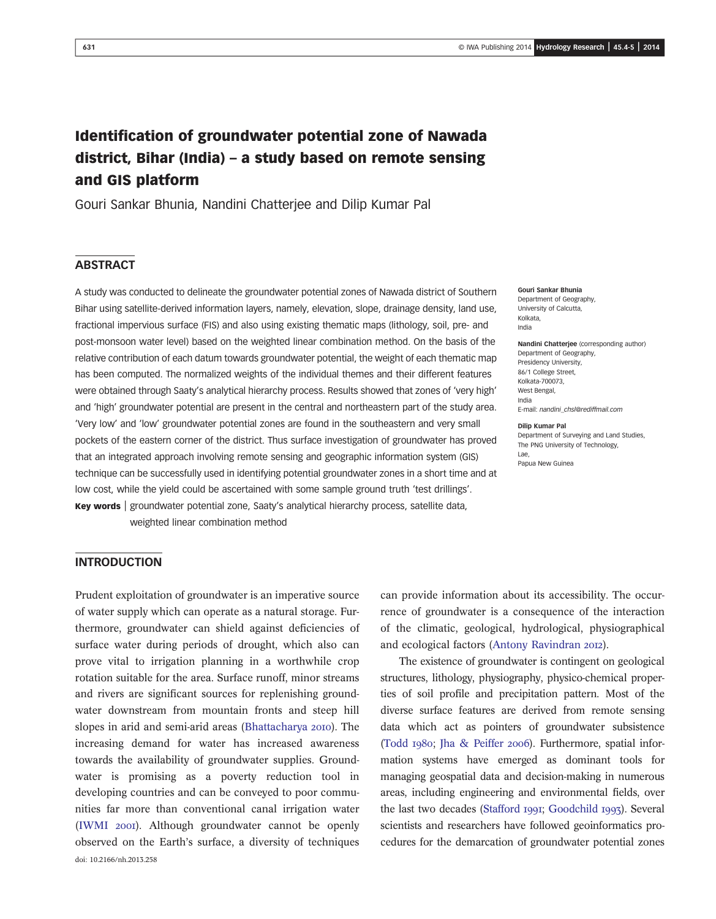# Identification of groundwater potential zone of Nawada district, Bihar (India) – a study based on remote sensing and GIS platform

Gouri Sankar Bhunia, Nandini Chatterjee and Dilip Kumar Pal

## ABSTRACT

A study was conducted to delineate the groundwater potential zones of Nawada district of Southern Bihar using satellite-derived information layers, namely, elevation, slope, drainage density, land use, fractional impervious surface (FIS) and also using existing thematic maps (lithology, soil, pre- and post-monsoon water level) based on the weighted linear combination method. On the basis of the relative contribution of each datum towards groundwater potential, the weight of each thematic map has been computed. The normalized weights of the individual themes and their different features were obtained through Saaty's analytical hierarchy process. Results showed that zones of 'very high' and 'high' groundwater potential are present in the central and northeastern part of the study area. 'Very low' and 'low' groundwater potential zones are found in the southeastern and very small pockets of the eastern corner of the district. Thus surface investigation of groundwater has proved that an integrated approach involving remote sensing and geographic information system (GIS) technique can be successfully used in identifying potential groundwater zones in a short time and at low cost, while the yield could be ascertained with some sample ground truth 'test drillings'.

**Key words** | groundwater potential zone, Saaty's analytical hierarchy process, satellite data, weighted linear combination method

**Gouri Sankar Bhunia**
Department of Geography,
University of Calcutta,
Kolkata,
India

**Nandini Chatterjee** (corresponding author)
Department of Geography,
Presidency University,
86/1 College Street,
Kolkata-700073,
West Bengal,
India
E-mail: *nandini_chsl@rediffmail.com*

**Dilip Kumar Pal**
Department of Surveying and Land Studies,
The PNG University of Technology,
Lae,
Papua New Guinea

## INTRODUCTION

Prudent exploitation of groundwater is an imperative source of water supply which can operate as a natural storage. Furthermore, groundwater can shield against deficiencies of surface water during periods of drought, which also can prove vital to irrigation planning in a worthwhile crop rotation suitable for the area. Surface runoff, minor streams and rivers are significant sources for replenishing groundwater downstream from mountain fronts and steep hill slopes in arid and semi-arid areas (Bhattacharya 2010). The increasing demand for water has increased awareness towards the availability of groundwater supplies. Groundwater is promising as a poverty reduction tool in developing countries and can be conveyed to poor communities far more than conventional canal irrigation water (IWMI 2001). Although groundwater cannot be openly observed on the Earth's surface, a diversity of techniques can provide information about its accessibility. The occurrence of groundwater is a consequence of the interaction of the climatic, geological, hydrological, physiographical and ecological factors (Antony Ravindran 2012).

The existence of groundwater is contingent on geological structures, lithology, physiography, physico-chemical properties of soil profile and precipitation pattern. Most of the diverse surface features are derived from remote sensing data which act as pointers of groundwater subsistence (Todd 1980; Jha & Peiffer 2006). Furthermore, spatial information systems have emerged as dominant tools for managing geospatial data and decision-making in numerous areas, including engineering and environmental fields, over the last two decades (Stafford 1991; Goodchild 1993). Several scientists and researchers have followed geoinformatics procedures for the demarcation of groundwater potential zones

doi: 10.2166/nh.2013.258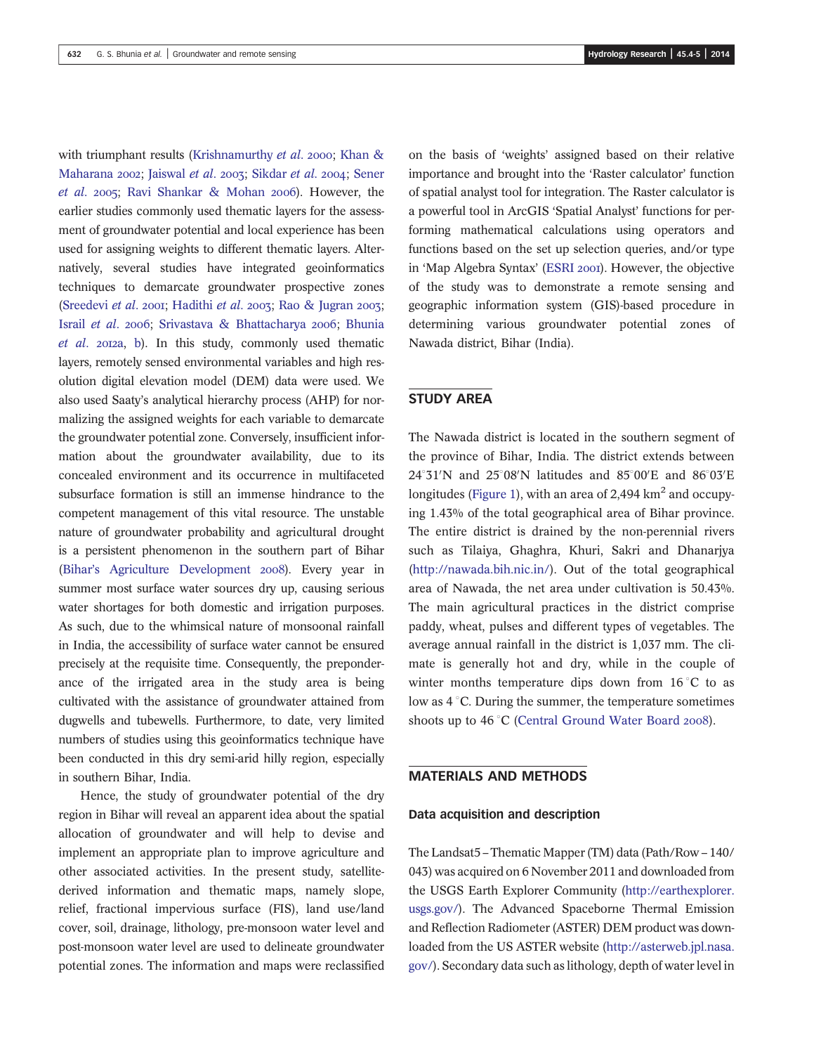with triumphant results (Krishnamurthy *et al.* 2000; Khan & Maharana 2002; Jaiswal *et al.* 2003; Sikdar *et al.* 2004; Sener *et al.* 2005; Ravi Shankar & Mohan 2006). However, the earlier studies commonly used thematic layers for the assessment of groundwater potential and local experience has been used for assigning weights to different thematic layers. Alternatively, several studies have integrated geoinformatics techniques to demarcate groundwater prospective zones (Sreedevi *et al.* 2001; Hadithi *et al.* 2003; Rao & Jugran 2003; Israil *et al.* 2006; Srivastava & Bhattacharya 2006; Bhunia *et al.* 2012a, b). In this study, commonly used thematic layers, remotely sensed environmental variables and high resolution digital elevation model (DEM) data were used. We also used Saaty's analytical hierarchy process (AHP) for normalizing the assigned weights for each variable to demarcate the groundwater potential zone. Conversely, insufficient information about the groundwater availability, due to its concealed environment and its occurrence in multifaceted subsurface formation is still an immense hindrance to the competent management of this vital resource. The unstable nature of groundwater probability and agricultural drought is a persistent phenomenon in the southern part of Bihar (Bihar's Agriculture Development 2008). Every year in summer most surface water sources dry up, causing serious water shortages for both domestic and irrigation purposes. As such, due to the whimsical nature of monsoonal rainfall in India, the accessibility of surface water cannot be ensured precisely at the requisite time. Consequently, the preponderance of the irrigated area in the study area is being cultivated with the assistance of groundwater attained from dugwells and tubewells. Furthermore, to date, very limited numbers of studies using this geoinformatics technique have been conducted in this dry semi-arid hilly region, especially in southern Bihar, India.

Hence, the study of groundwater potential of the dry region in Bihar will reveal an apparent idea about the spatial allocation of groundwater and will help to devise and implement an appropriate plan to improve agriculture and other associated activities. In the present study, satellite-derived information and thematic maps, namely slope, relief, fractional impervious surface (FIS), land use/land cover, soil, drainage, lithology, pre-monsoon water level and post-monsoon water level are used to delineate groundwater potential zones. The information and maps were reclassified on the basis of 'weights' assigned based on their relative importance and brought into the 'Raster calculator' function of spatial analyst tool for integration. The Raster calculator is a powerful tool in ArcGIS 'Spatial Analyst' functions for performing mathematical calculations using operators and functions based on the set up selection queries, and/or type in 'Map Algebra Syntax' (ESRI 2001). However, the objective of the study was to demonstrate a remote sensing and geographic information system (GIS)-based procedure in determining various groundwater potential zones of Nawada district, Bihar (India).

## STUDY AREA

The Nawada district is located in the southern segment of the province of Bihar, India. The district extends between 24°31′N and 25°08′N latitudes and 85°00′E and 86°03′E longitudes (Figure 1), with an area of 2,494 km$^2$ and occupying 1.43% of the total geographical area of Bihar province. The entire district is drained by the non-perennial rivers such as Tilaiya, Ghaghra, Khuri, Sakri and Dhanarjya (http://nawada.bih.nic.in/). Out of the total geographical area of Nawada, the net area under cultivation is 50.43%. The main agricultural practices in the district comprise paddy, wheat, pulses and different types of vegetables. The average annual rainfall in the district is 1,037 mm. The climate is generally hot and dry, while in the couple of winter months temperature dips down from 16 °C to as low as 4 °C. During the summer, the temperature sometimes shoots up to 46 °C (Central Ground Water Board 2008).

## MATERIALS AND METHODS

### Data acquisition and description

The Landsat5 – Thematic Mapper (TM) data (Path/Row – 140/043) was acquired on 6 November 2011 and downloaded from the USGS Earth Explorer Community (http://earthexplorer.usgs.gov/). The Advanced Spaceborne Thermal Emission and Reflection Radiometer (ASTER) DEM product was downloaded from the US ASTER website (http://asterweb.jpl.nasa.gov/). Secondary data such as lithology, depth of water level in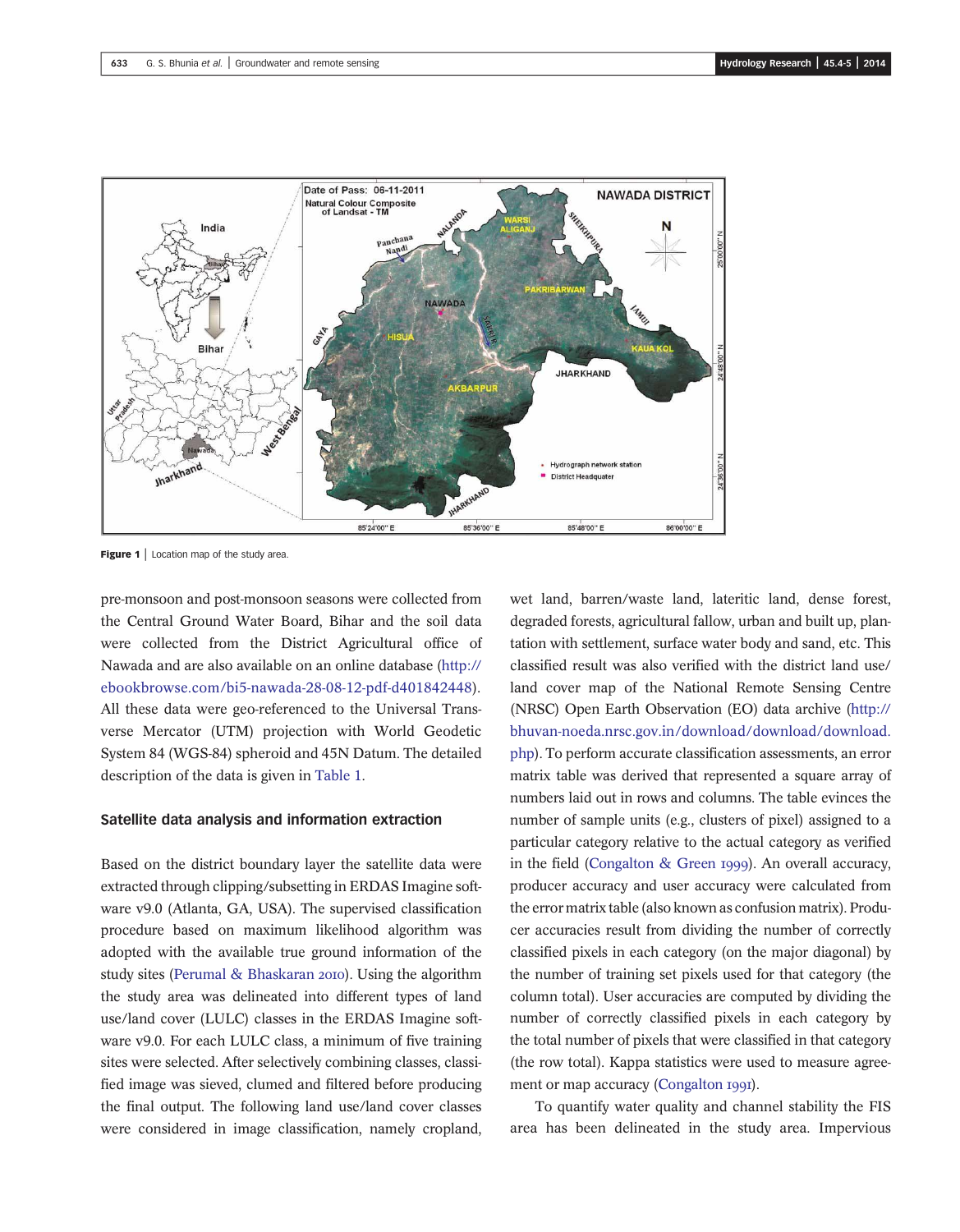Figure 1 | Location map of the study area.

pre-monsoon and post-monsoon seasons were collected from the Central Ground Water Board, Bihar and the soil data were collected from the District Agricultural office of Nawada and are also available on an online database (http://ebookbrowse.com/bi5-nawada-28-08-12-pdf-d401842448). All these data were geo-referenced to the Universal Transverse Mercator (UTM) projection with World Geodetic System 84 (WGS-84) spheroid and 45N Datum. The detailed description of the data is given in Table 1.

### Satellite data analysis and information extraction

Based on the district boundary layer the satellite data were extracted through clipping/subsetting in ERDAS Imagine software v9.0 (Atlanta, GA, USA). The supervised classification procedure based on maximum likelihood algorithm was adopted with the available true ground information of the study sites (Perumal & Bhaskaran 2010). Using the algorithm the study area was delineated into different types of land use/land cover (LULC) classes in the ERDAS Imagine software v9.0. For each LULC class, a minimum of five training sites were selected. After selectively combining classes, classified image was sieved, clumed and filtered before producing the final output. The following land use/land cover classes were considered in image classification, namely cropland, wet land, barren/waste land, lateritic land, dense forest, degraded forests, agricultural fallow, urban and built up, plantation with settlement, surface water body and sand, etc. This classified result was also verified with the district land use/land cover map of the National Remote Sensing Centre (NRSC) Open Earth Observation (EO) data archive (http://bhuvan-noeda.nrsc.gov.in/download/download/download.php). To perform accurate classification assessments, an error matrix table was derived that represented a square array of numbers laid out in rows and columns. The table evinces the number of sample units (e.g., clusters of pixel) assigned to a particular category relative to the actual category as verified in the field (Congalton & Green 1999). An overall accuracy, producer accuracy and user accuracy were calculated from the error matrix table (also known as confusion matrix). Producer accuracies result from dividing the number of correctly classified pixels in each category (on the major diagonal) by the number of training set pixels used for that category (the column total). User accuracies are computed by dividing the number of correctly classified pixels in each category by the total number of pixels that were classified in that category (the row total). Kappa statistics were used to measure agreement or map accuracy (Congalton 1991).

To quantify water quality and channel stability the FIS area has been delineated in the study area. Impervious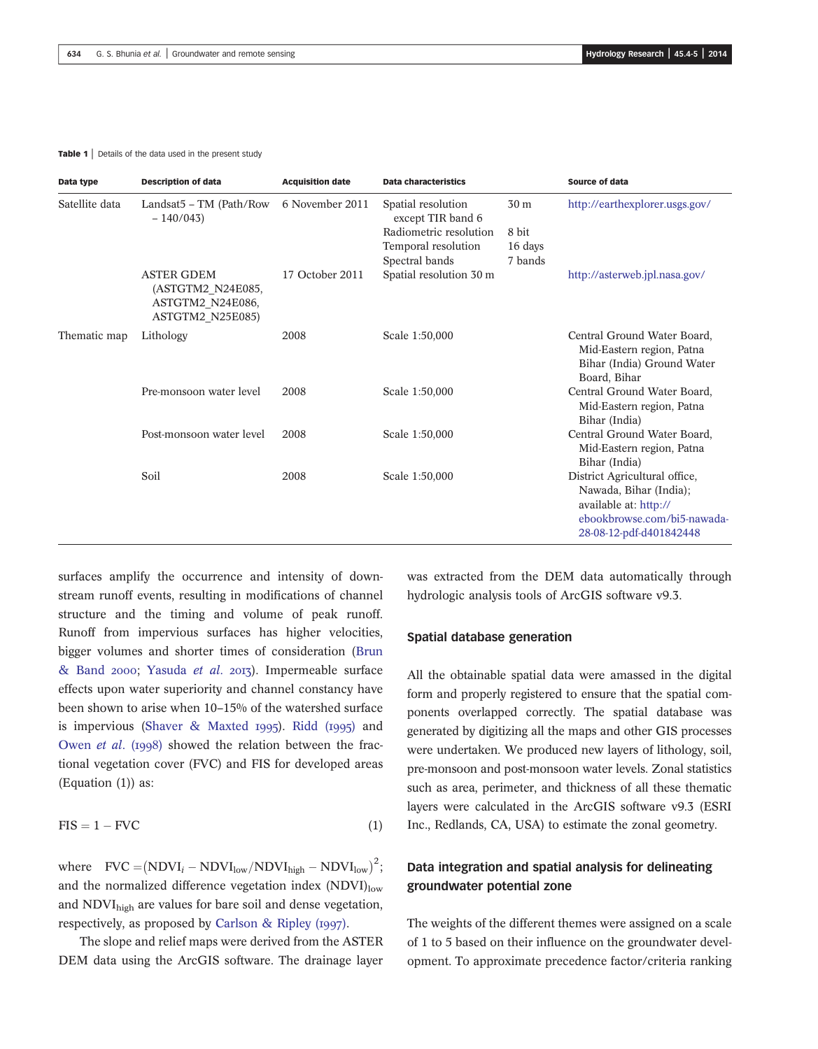**Table 1** | Details of the data used in the present study

| Data type | Description of data | Acquisition date | Data characteristics | | Source of data |
|---|---|---|---|---|---|
| Satellite data | Landsat5 – TM (Path/Row – 140/043) | 6 November 2011 | Spatial resolution except TIR band 6 | 30 m | http://earthexplorer.usgs.gov/ |
| | | | Radiometric resolution | 8 bit | |
| | | | Temporal resolution | 16 days | |
| | | | Spectral bands | 7 bands | |
| | ASTER GDEM (ASTGTM2_N24E085, ASTGTM2_N24E086, ASTGTM2_N25E085) | 17 October 2011 | Spatial resolution 30 m | | http://asterweb.jpl.nasa.gov/ |
| Thematic map | Lithology | 2008 | Scale 1:50,000 | | Central Ground Water Board, Mid-Eastern region, Patna Bihar (India) Ground Water Board, Bihar |
| | Pre-monsoon water level | 2008 | Scale 1:50,000 | | Central Ground Water Board, Mid-Eastern region, Patna Bihar (India) |
| | Post-monsoon water level | 2008 | Scale 1:50,000 | | Central Ground Water Board, Mid-Eastern region, Patna Bihar (India) |
| | Soil | 2008 | Scale 1:50,000 | | District Agricultural office, Nawada, Bihar (India); available at: http://ebookbrowse.com/bi5-nawada-28-08-12-pdf-d401842448 |

surfaces amplify the occurrence and intensity of downstream runoff events, resulting in modifications of channel structure and the timing and volume of peak runoff. Runoff from impervious surfaces has higher velocities, bigger volumes and shorter times of consideration (Brun & Band 2000; Yasuda *et al.* 2013). Impermeable surface effects upon water superiority and channel constancy have been shown to arise when 10–15% of the watershed surface is impervious (Shaver & Maxted 1995). Ridd (1995) and Owen *et al.* (1998) showed the relation between the fractional vegetation cover (FVC) and FIS for developed areas (Equation (1)) as:

$$\mathrm{FIS} = 1 - \mathrm{FVC} \tag{1}$$

where $\mathrm{FVC} = (\mathrm{NDVI}_i - \mathrm{NDVI}_{\mathrm{low}}/\mathrm{NDVI}_{\mathrm{high}} - \mathrm{NDVI}_{\mathrm{low}})^2$; and the normalized difference vegetation index $(\mathrm{NDVI})_{\mathrm{low}}$ and $\mathrm{NDVI}_{\mathrm{high}}$ are values for bare soil and dense vegetation, respectively, as proposed by Carlson & Ripley (1997).

The slope and relief maps were derived from the ASTER DEM data using the ArcGIS software. The drainage layer was extracted from the DEM data automatically through hydrologic analysis tools of ArcGIS software v9.3.

## Spatial database generation

All the obtainable spatial data were amassed in the digital form and properly registered to ensure that the spatial components overlapped correctly. The spatial database was generated by digitizing all the maps and other GIS processes were undertaken. We produced new layers of lithology, soil, pre-monsoon and post-monsoon water levels. Zonal statistics such as area, perimeter, and thickness of all these thematic layers were calculated in the ArcGIS software v9.3 (ESRI Inc., Redlands, CA, USA) to estimate the zonal geometry.

## Data integration and spatial analysis for delineating groundwater potential zone

The weights of the different themes were assigned on a scale of 1 to 5 based on their influence on the groundwater development. To approximate precedence factor/criteria ranking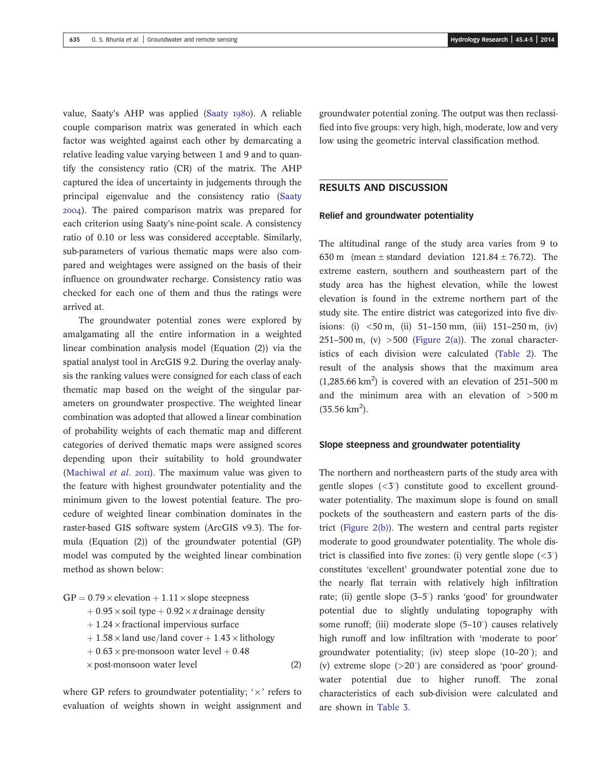value, Saaty's AHP was applied (Saaty 1980). A reliable couple comparison matrix was generated in which each factor was weighted against each other by demarcating a relative leading value varying between 1 and 9 and to quantify the consistency ratio (CR) of the matrix. The AHP captured the idea of uncertainty in judgements through the principal eigenvalue and the consistency ratio (Saaty 2004). The paired comparison matrix was prepared for each criterion using Saaty's nine-point scale. A consistency ratio of 0.10 or less was considered acceptable. Similarly, sub-parameters of various thematic maps were also compared and weightages were assigned on the basis of their influence on groundwater recharge. Consistency ratio was checked for each one of them and thus the ratings were arrived at.

The groundwater potential zones were explored by amalgamating all the entire information in a weighted linear combination analysis model (Equation (2)) via the spatial analyst tool in ArcGIS 9.2. During the overlay analysis the ranking values were consigned for each class of each thematic map based on the weight of the singular parameters on groundwater prospective. The weighted linear combination was adopted that allowed a linear combination of probability weights of each thematic map and different categories of derived thematic maps were assigned scores depending upon their suitability to hold groundwater (Machiwal *et al.* 2011). The maximum value was given to the feature with highest groundwater potentiality and the minimum given to the lowest potential feature. The procedure of weighted linear combination dominates in the raster-based GIS software system (ArcGIS v9.3). The formula (Equation (2)) of the groundwater potential (GP) model was computed by the weighted linear combination method as shown below:

$$
\begin{aligned}
\mathrm{GP} = {} & 0.79 \times \text{elevation} + 1.11 \times \text{slope steepness} \\
& + 0.95 \times \text{soil type} + 0.92 \times x\,\text{drainage density} \\
& + 1.24 \times \text{fractional impervious surface} \\
& + 1.58 \times \text{land use/land cover} + 1.43 \times \text{lithology} \\
& + 0.63 \times \text{pre-monsoon water level} + 0.48 \\
& \times \text{post-monsoon water level}
\end{aligned} \tag{2}
$$

where GP refers to groundwater potentiality; '×' refers to evaluation of weights shown in weight assignment and groundwater potential zoning. The output was then reclassified into five groups: very high, high, moderate, low and very low using the geometric interval classification method.

## RESULTS AND DISCUSSION

### Relief and groundwater potentiality

The altitudinal range of the study area varies from 9 to 630 m (mean ± standard deviation 121.84 ± 76.72). The extreme eastern, southern and southeastern part of the study area has the highest elevation, while the lowest elevation is found in the extreme northern part of the study site. The entire district was categorized into five divisions: (i) <50 m, (ii) 51–150 mm, (iii) 151–250 m, (iv) 251–500 m, (v) >500 (Figure 2(a)). The zonal characteristics of each division were calculated (Table 2). The result of the analysis shows that the maximum area (1,285.66 km$^2$) is covered with an elevation of 251–500 m and the minimum area with an elevation of >500 m (35.56 km$^2$).

### Slope steepness and groundwater potentiality

The northern and northeastern parts of the study area with gentle slopes (<3°) constitute good to excellent groundwater potentiality. The maximum slope is found on small pockets of the southeastern and eastern parts of the district (Figure 2(b)). The western and central parts register moderate to good groundwater potentiality. The whole district is classified into five zones: (i) very gentle slope (<3°) constitutes 'excellent' groundwater potential zone due to the nearly flat terrain with relatively high infiltration rate; (ii) gentle slope (3–5°) ranks 'good' for groundwater potential due to slightly undulating topography with some runoff; (iii) moderate slope (5–10°) causes relatively high runoff and low infiltration with 'moderate to poor' groundwater potentiality; (iv) steep slope (10–20°); and (v) extreme slope (>20°) are considered as 'poor' groundwater potential due to higher runoff. The zonal characteristics of each sub-division were calculated and are shown in Table 3.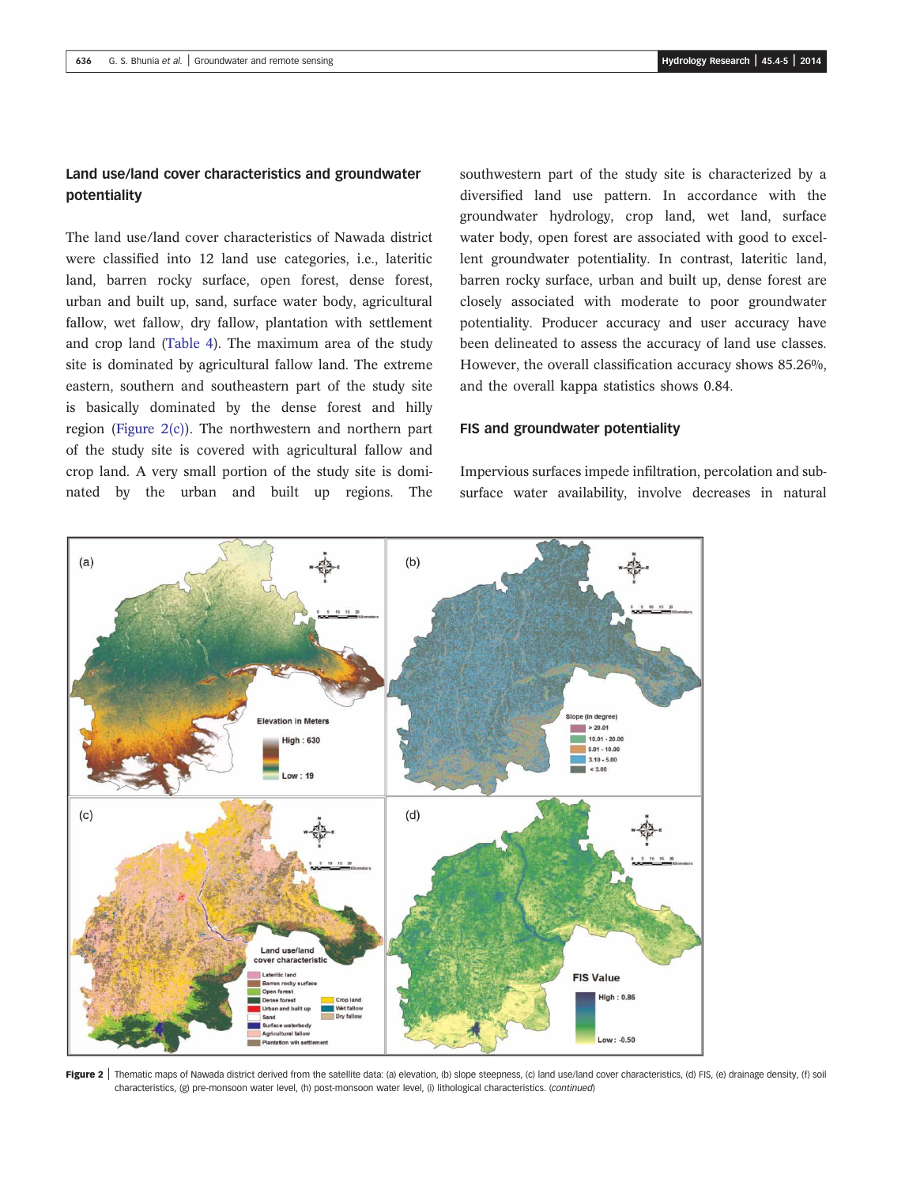## Land use/land cover characteristics and groundwater potentiality

The land use/land cover characteristics of Nawada district were classified into 12 land use categories, i.e., lateritic land, barren rocky surface, open forest, dense forest, urban and built up, sand, surface water body, agricultural fallow, wet fallow, dry fallow, plantation with settlement and crop land (Table 4). The maximum area of the study site is dominated by agricultural fallow land. The extreme eastern, southern and southeastern part of the study site is basically dominated by the dense forest and hilly region (Figure 2(c)). The northwestern and northern part of the study site is covered with agricultural fallow and crop land. A very small portion of the study site is dominated by the urban and built up regions. The southwestern part of the study site is characterized by a diversified land use pattern. In accordance with the groundwater hydrology, crop land, wet land, surface water body, open forest are associated with good to excellent groundwater potentiality. In contrast, lateritic land, barren rocky surface, urban and built up, dense forest are closely associated with moderate to poor groundwater potentiality. Producer accuracy and user accuracy have been delineated to assess the accuracy of land use classes. However, the overall classification accuracy shows 85.26%, and the overall kappa statistics shows 0.84.

## FIS and groundwater potentiality

Impervious surfaces impede infiltration, percolation and subsurface water availability, involve decreases in natural

**Figure 2** | Thematic maps of Nawada district derived from the satellite data: (a) elevation, (b) slope steepness, (c) land use/land cover characteristics, (d) FIS, (e) drainage density, (f) soil characteristics, (g) pre-monsoon water level, (h) post-monsoon water level, (i) lithological characteristics. (*continued*)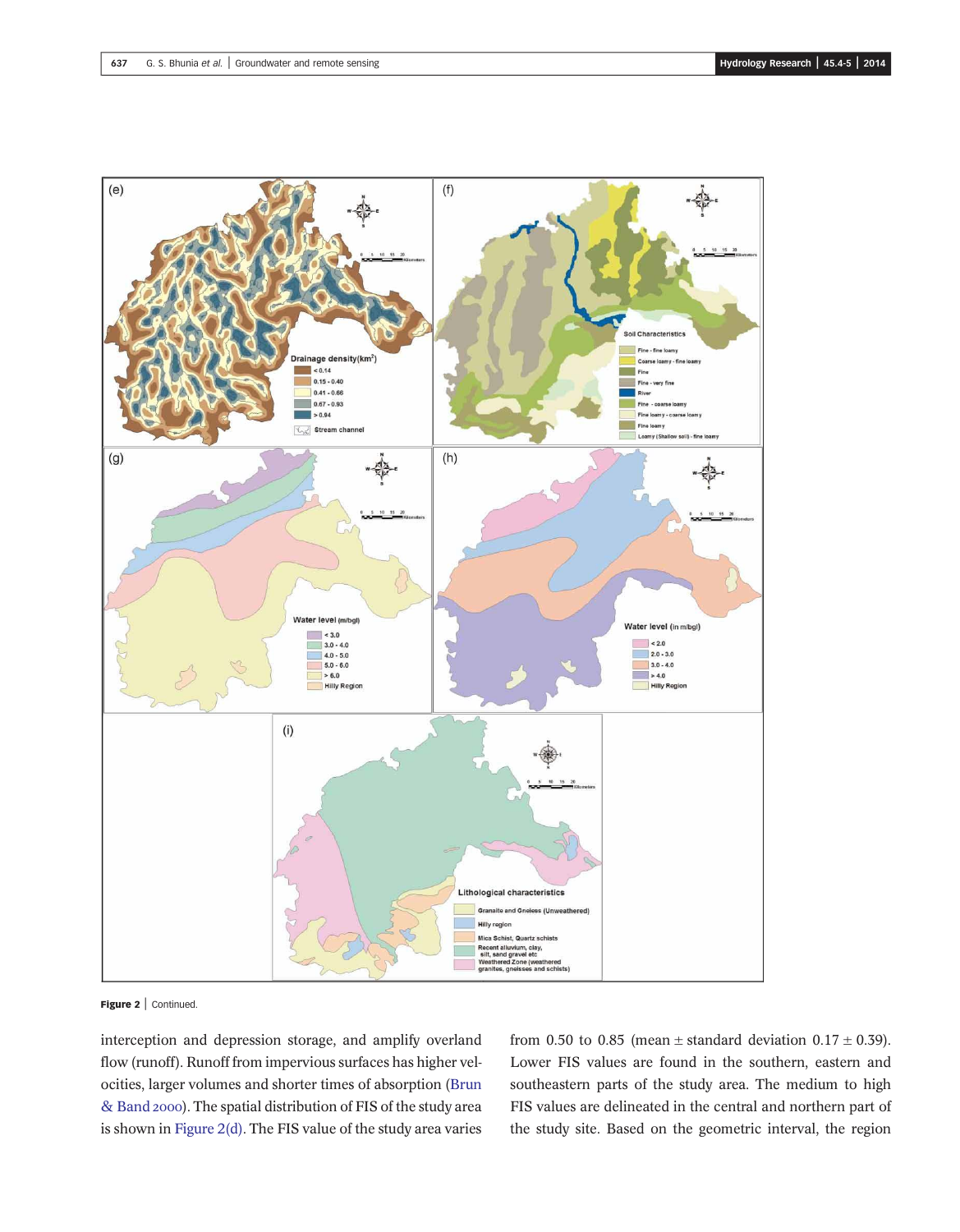Figure 2 | Continued.

interception and depression storage, and amplify overland flow (runoff). Runoff from impervious surfaces has higher velocities, larger volumes and shorter times of absorption (Brun & Band 2000). The spatial distribution of FIS of the study area is shown in Figure 2(d). The FIS value of the study area varies from 0.50 to 0.85 (mean ± standard deviation 0.17 ± 0.39). Lower FIS values are found in the southern, eastern and southeastern parts of the study area. The medium to high FIS values are delineated in the central and northern part of the study site. Based on the geometric interval, the region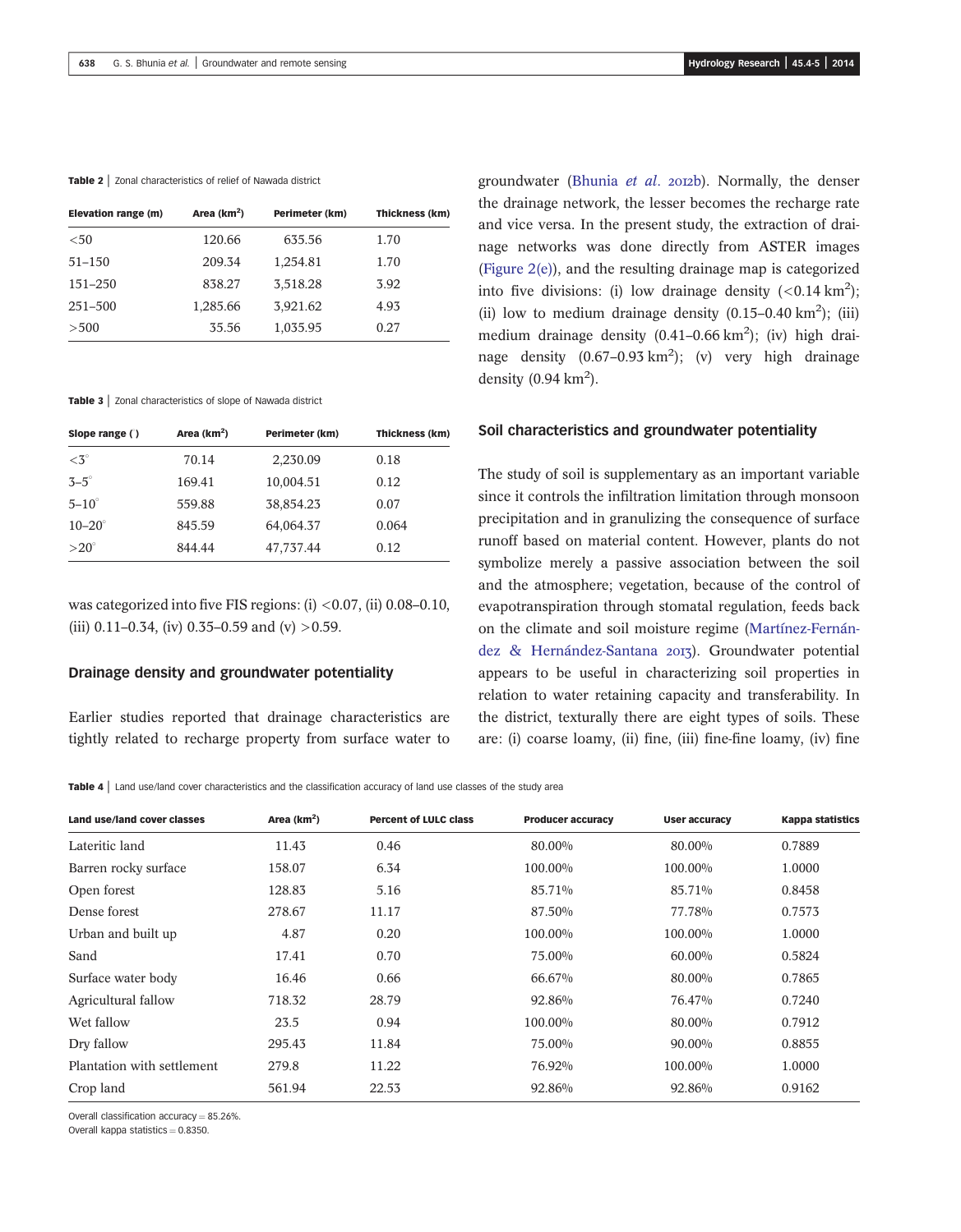**Table 2** | Zonal characteristics of relief of Nawada district

| Elevation range (m) | Area (km$^2$) | Perimeter (km) | Thickness (km) |
|---|---|---|---|
| <50 | 120.66 | 635.56 | 1.70 |
| 51–150 | 209.34 | 1,254.81 | 1.70 |
| 151–250 | 838.27 | 3,518.28 | 3.92 |
| 251–500 | 1,285.66 | 3,921.62 | 4.93 |
| >500 | 35.56 | 1,035.95 | 0.27 |

**Table 3** | Zonal characteristics of slope of Nawada district

| Slope range ( ) | Area (km$^2$) | Perimeter (km) | Thickness (km) |
|---|---|---|---|
| <3° | 70.14 | 2,230.09 | 0.18 |
| 3–5° | 169.41 | 10,004.51 | 0.12 |
| 5–10° | 559.88 | 38,854.23 | 0.07 |
| 10–20° | 845.59 | 64,064.37 | 0.064 |
| >20° | 844.44 | 47,737.44 | 0.12 |

was categorized into five FIS regions: (i) <0.07, (ii) 0.08–0.10, (iii) 0.11–0.34, (iv) 0.35–0.59 and (v) >0.59.

### Drainage density and groundwater potentiality

Earlier studies reported that drainage characteristics are tightly related to recharge property from surface water to groundwater (Bhunia *et al.* 2012b). Normally, the denser the drainage network, the lesser becomes the recharge rate and vice versa. In the present study, the extraction of drainage networks was done directly from ASTER images (Figure 2(e)), and the resulting drainage map is categorized into five divisions: (i) low drainage density (<0.14 km$^2$); (ii) low to medium drainage density (0.15–0.40 km$^2$); (iii) medium drainage density (0.41–0.66 km$^2$); (iv) high drainage density (0.67–0.93 km$^2$); (v) very high drainage density (0.94 km$^2$).

### Soil characteristics and groundwater potentiality

The study of soil is supplementary as an important variable since it controls the infiltration limitation through monsoon precipitation and in granulizing the consequence of surface runoff based on material content. However, plants do not symbolize merely a passive association between the soil and the atmosphere; vegetation, because of the control of evapotranspiration through stomatal regulation, feeds back on the climate and soil moisture regime (Martínez-Fernández & Hernández-Santana 2013). Groundwater potential appears to be useful in characterizing soil properties in relation to water retaining capacity and transferability. In the district, texturally there are eight types of soils. These are: (i) coarse loamy, (ii) fine, (iii) fine-fine loamy, (iv) fine

**Table 4** | Land use/land cover characteristics and the classification accuracy of land use classes of the study area

| Land use/land cover classes | Area (km$^2$) | Percent of LULC class | Producer accuracy | User accuracy | Kappa statistics |
|---|---|---|---|---|---|
| Lateritic land | 11.43 | 0.46 | 80.00% | 80.00% | 0.7889 |
| Barren rocky surface | 158.07 | 6.34 | 100.00% | 100.00% | 1.0000 |
| Open forest | 128.83 | 5.16 | 85.71% | 85.71% | 0.8458 |
| Dense forest | 278.67 | 11.17 | 87.50% | 77.78% | 0.7573 |
| Urban and built up | 4.87 | 0.20 | 100.00% | 100.00% | 1.0000 |
| Sand | 17.41 | 0.70 | 75.00% | 60.00% | 0.5824 |
| Surface water body | 16.46 | 0.66 | 66.67% | 80.00% | 0.7865 |
| Agricultural fallow | 718.32 | 28.79 | 92.86% | 76.47% | 0.7240 |
| Wet fallow | 23.5 | 0.94 | 100.00% | 80.00% | 0.7912 |
| Dry fallow | 295.43 | 11.84 | 75.00% | 90.00% | 0.8855 |
| Plantation with settlement | 279.8 | 11.22 | 76.92% | 100.00% | 1.0000 |
| Crop land | 561.94 | 22.53 | 92.86% | 92.86% | 0.9162 |

Overall classification accuracy = 85.26%.
Overall kappa statistics = 0.8350.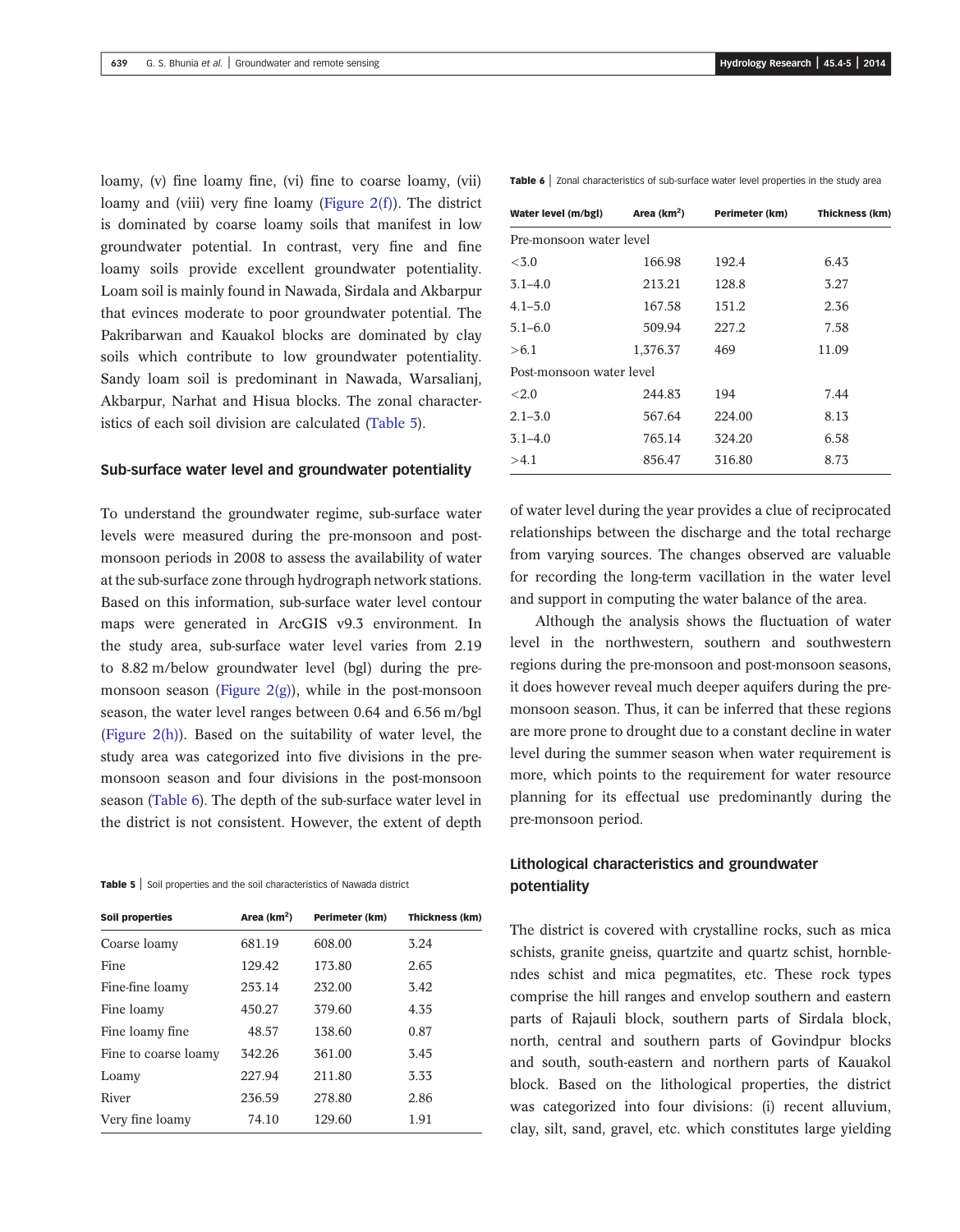loamy, (v) fine loamy fine, (vi) fine to coarse loamy, (vii) loamy and (viii) very fine loamy (Figure 2(f)). The district is dominated by coarse loamy soils that manifest in low groundwater potential. In contrast, very fine and fine loamy soils provide excellent groundwater potentiality. Loam soil is mainly found in Nawada, Sirdala and Akbarpur that evinces moderate to poor groundwater potential. The Pakribarwan and Kauakol blocks are dominated by clay soils which contribute to low groundwater potentiality. Sandy loam soil is predominant in Nawada, Warsalianj, Akbarpur, Narhat and Hisua blocks. The zonal characteristics of each soil division are calculated (Table 5).

**Table 5** | Soil properties and the soil characteristics of Nawada district

| Soil properties | Area (km$^2$) | Perimeter (km) | Thickness (km) |
|---|---|---|---|
| Coarse loamy | 681.19 | 608.00 | 3.24 |
| Fine | 129.42 | 173.80 | 2.65 |
| Fine-fine loamy | 253.14 | 232.00 | 3.42 |
| Fine loamy | 450.27 | 379.60 | 4.35 |
| Fine loamy fine | 48.57 | 138.60 | 0.87 |
| Fine to coarse loamy | 342.26 | 361.00 | 3.45 |
| Loamy | 227.94 | 211.80 | 3.33 |
| River | 236.59 | 278.80 | 2.86 |
| Very fine loamy | 74.10 | 129.60 | 1.91 |

## Sub-surface water level and groundwater potentiality

To understand the groundwater regime, sub-surface water levels were measured during the pre-monsoon and post-monsoon periods in 2008 to assess the availability of water at the sub-surface zone through hydrograph network stations. Based on this information, sub-surface water level contour maps were generated in ArcGIS v9.3 environment. In the study area, sub-surface water level varies from 2.19 to 8.82 m/below groundwater level (bgl) during the pre-monsoon season (Figure 2(g)), while in the post-monsoon season, the water level ranges between 0.64 and 6.56 m/bgl (Figure 2(h)). Based on the suitability of water level, the study area was categorized into five divisions in the pre-monsoon season and four divisions in the post-monsoon season (Table 6). The depth of the sub-surface water level in the district is not consistent. However, the extent of depth of water level during the year provides a clue of reciprocated relationships between the discharge and the total recharge from varying sources. The changes observed are valuable for recording the long-term vacillation in the water level and support in computing the water balance of the area.

**Table 6** | Zonal characteristics of sub-surface water level properties in the study area

| Water level (m/bgl) | Area (km$^2$) | Perimeter (km) | Thickness (km) |
|---|---|---|---|
| Pre-monsoon water level | | | |
| <3.0 | 166.98 | 192.4 | 6.43 |
| 3.1–4.0 | 213.21 | 128.8 | 3.27 |
| 4.1–5.0 | 167.58 | 151.2 | 2.36 |
| 5.1–6.0 | 509.94 | 227.2 | 7.58 |
| >6.1 | 1,376.37 | 469 | 11.09 |
| Post-monsoon water level | | | |
| <2.0 | 244.83 | 194 | 7.44 |
| 2.1–3.0 | 567.64 | 224.00 | 8.13 |
| 3.1–4.0 | 765.14 | 324.20 | 6.58 |
| >4.1 | 856.47 | 316.80 | 8.73 |

Although the analysis shows the fluctuation of water level in the northwestern, southern and southwestern regions during the pre-monsoon and post-monsoon seasons, it does however reveal much deeper aquifers during the pre-monsoon season. Thus, it can be inferred that these regions are more prone to drought due to a constant decline in water level during the summer season when water requirement is more, which points to the requirement for water resource planning for its effectual use predominantly during the pre-monsoon period.

## Lithological characteristics and groundwater potentiality

The district is covered with crystalline rocks, such as mica schists, granite gneiss, quartzite and quartz schist, hornblendes schist and mica pegmatites, etc. These rock types comprise the hill ranges and envelop southern and eastern parts of Rajauli block, southern parts of Sirdala block, north, central and southern parts of Govindpur blocks and south, south-eastern and northern parts of Kauakol block. Based on the lithological properties, the district was categorized into four divisions: (i) recent alluvium, clay, silt, sand, gravel, etc. which constitutes large yielding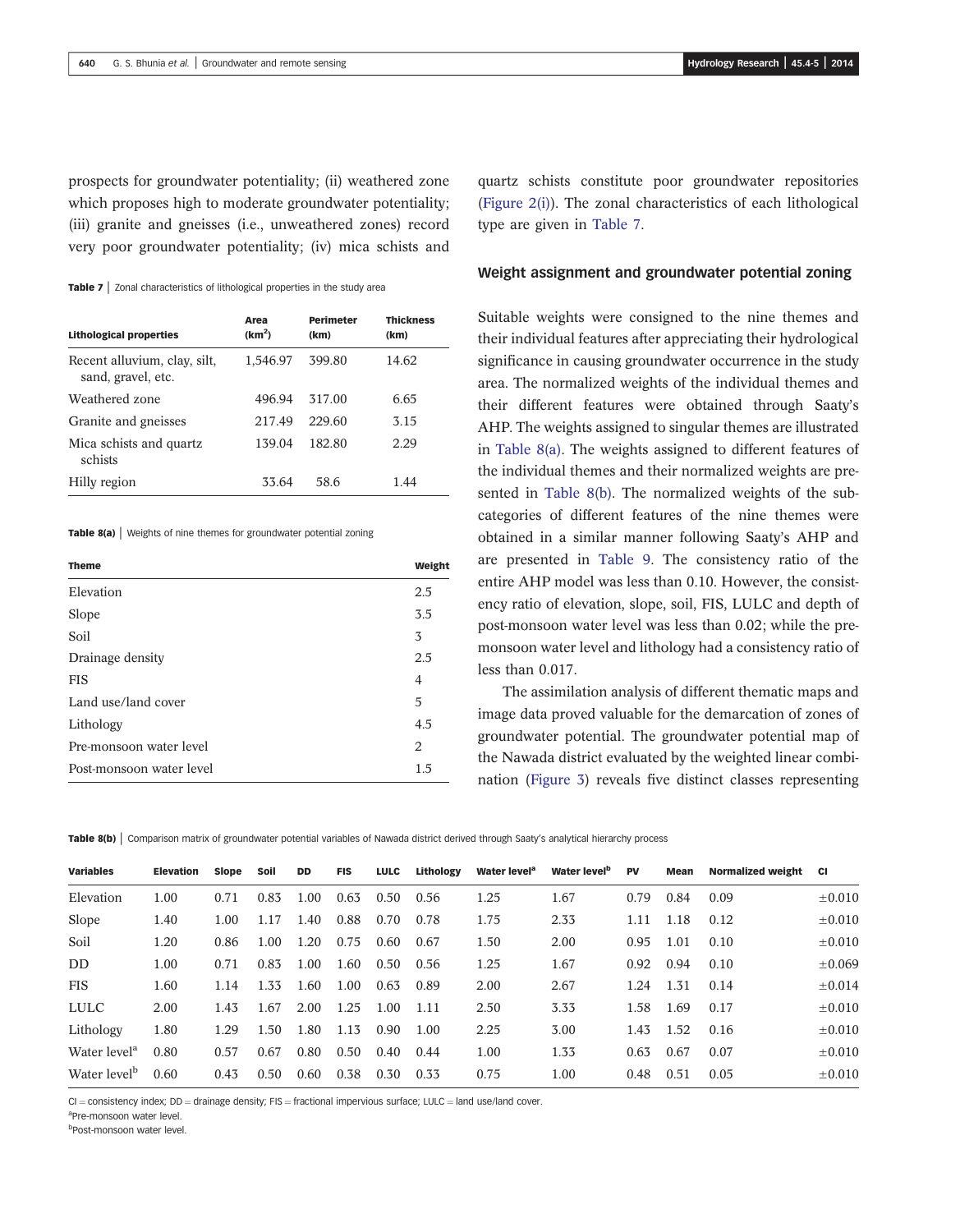prospects for groundwater potentiality; (ii) weathered zone which proposes high to moderate groundwater potentiality; (iii) granite and gneisses (i.e., unweathered zones) record very poor groundwater potentiality; (iv) mica schists and quartz schists constitute poor groundwater repositories (Figure 2(i)). The zonal characteristics of each lithological type are given in Table 7.

**Table 7** | Zonal characteristics of lithological properties in the study area

| Lithological properties | Area (km$^2$) | Perimeter (km) | Thickness (km) |
|---|---|---|---|
| Recent alluvium, clay, silt, sand, gravel, etc. | 1,546.97 | 399.80 | 14.62 |
| Weathered zone | 496.94 | 317.00 | 6.65 |
| Granite and gneisses | 217.49 | 229.60 | 3.15 |
| Mica schists and quartz schists | 139.04 | 182.80 | 2.29 |
| Hilly region | 33.64 | 58.6 | 1.44 |

**Table 8(a)** | Weights of nine themes for groundwater potential zoning

| Theme | Weight |
|---|---|
| Elevation | 2.5 |
| Slope | 3.5 |
| Soil | 3 |
| Drainage density | 2.5 |
| FIS | 4 |
| Land use/land cover | 5 |
| Lithology | 4.5 |
| Pre-monsoon water level | 2 |
| Post-monsoon water level | 1.5 |

## Weight assignment and groundwater potential zoning

Suitable weights were consigned to the nine themes and their individual features after appreciating their hydrological significance in causing groundwater occurrence in the study area. The normalized weights of the individual themes and their different features were obtained through Saaty's AHP. The weights assigned to singular themes are illustrated in Table 8(a). The weights assigned to different features of the individual themes and their normalized weights are presented in Table 8(b). The normalized weights of the subcategories of different features of the nine themes were obtained in a similar manner following Saaty's AHP and are presented in Table 9. The consistency ratio of the entire AHP model was less than 0.10. However, the consistency ratio of elevation, slope, soil, FIS, LULC and depth of post-monsoon water level was less than 0.02; while the pre-monsoon water level and lithology had a consistency ratio of less than 0.017.

The assimilation analysis of different thematic maps and image data proved valuable for the demarcation of zones of groundwater potential. The groundwater potential map of the Nawada district evaluated by the weighted linear combination (Figure 3) reveals five distinct classes representing

**Table 8(b)** | Comparison matrix of groundwater potential variables of Nawada district derived through Saaty's analytical hierarchy process

| Variables | Elevation | Slope | Soil | DD | FIS | LULC | Lithology | Water level[a] | Water level[b] | PV | Mean | Normalized weight | CI |
|---|---|---|---|---|---|---|---|---|---|---|---|---|---|
| Elevation | 1.00 | 0.71 | 0.83 | 1.00 | 0.63 | 0.50 | 0.56 | 1.25 | 1.67 | 0.79 | 0.84 | 0.09 | ±0.010 |
| Slope | 1.40 | 1.00 | 1.17 | 1.40 | 0.88 | 0.70 | 0.78 | 1.75 | 2.33 | 1.11 | 1.18 | 0.12 | ±0.010 |
| Soil | 1.20 | 0.86 | 1.00 | 1.20 | 0.75 | 0.60 | 0.67 | 1.50 | 2.00 | 0.95 | 1.01 | 0.10 | ±0.010 |
| DD | 1.00 | 0.71 | 0.83 | 1.00 | 1.60 | 0.50 | 0.56 | 1.25 | 1.67 | 0.92 | 0.94 | 0.10 | ±0.069 |
| FIS | 1.60 | 1.14 | 1.33 | 1.60 | 1.00 | 0.63 | 0.89 | 2.00 | 2.67 | 1.24 | 1.31 | 0.14 | ±0.014 |
| LULC | 2.00 | 1.43 | 1.67 | 2.00 | 1.25 | 1.00 | 1.11 | 2.50 | 3.33 | 1.58 | 1.69 | 0.17 | ±0.010 |
| Lithology | 1.80 | 1.29 | 1.50 | 1.80 | 1.13 | 0.90 | 1.00 | 2.25 | 3.00 | 1.43 | 1.52 | 0.16 | ±0.010 |
| Water level[a] | 0.80 | 0.57 | 0.67 | 0.80 | 0.50 | 0.40 | 0.44 | 1.00 | 1.33 | 0.63 | 0.67 | 0.07 | ±0.010 |
| Water level[b] | 0.60 | 0.43 | 0.50 | 0.60 | 0.38 | 0.30 | 0.33 | 0.75 | 1.00 | 0.48 | 0.51 | 0.05 | ±0.010 |

CI = consistency index; DD = drainage density; FIS = fractional impervious surface; LULC = land use/land cover.

[a]Pre-monsoon water level.

[b]Post-monsoon water level.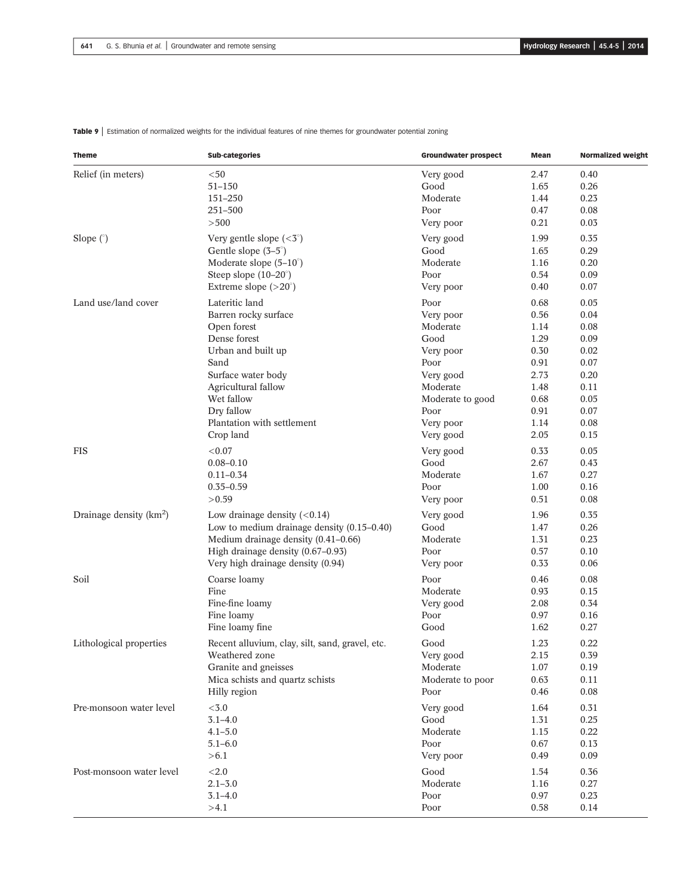**Table 9** | Estimation of normalized weights for the individual features of nine themes for groundwater potential zoning

| Theme | Sub-categories | Groundwater prospect | Mean | Normalized weight |
|---|---|---|---|---|
| Relief (in meters) | <50 | Very good | 2.47 | 0.40 |
| | 51–150 | Good | 1.65 | 0.26 |
| | 151–250 | Moderate | 1.44 | 0.23 |
| | 251–500 | Poor | 0.47 | 0.08 |
| | >500 | Very poor | 0.21 | 0.03 |
| Slope (°) | Very gentle slope (<3°) | Very good | 1.99 | 0.35 |
| | Gentle slope (3–5°) | Good | 1.65 | 0.29 |
| | Moderate slope (5–10°) | Moderate | 1.16 | 0.20 |
| | Steep slope (10–20°) | Poor | 0.54 | 0.09 |
| | Extreme slope (>20°) | Very poor | 0.40 | 0.07 |
| Land use/land cover | Lateritic land | Poor | 0.68 | 0.05 |
| | Barren rocky surface | Very poor | 0.56 | 0.04 |
| | Open forest | Moderate | 1.14 | 0.08 |
| | Dense forest | Good | 1.29 | 0.09 |
| | Urban and built up | Very poor | 0.30 | 0.02 |
| | Sand | Poor | 0.91 | 0.07 |
| | Surface water body | Very good | 2.73 | 0.20 |
| | Agricultural fallow | Moderate | 1.48 | 0.11 |
| | Wet fallow | Moderate to good | 0.68 | 0.05 |
| | Dry fallow | Poor | 0.91 | 0.07 |
| | Plantation with settlement | Very poor | 1.14 | 0.08 |
| | Crop land | Very good | 2.05 | 0.15 |
| FIS | <0.07 | Very good | 0.33 | 0.05 |
| | 0.08–0.10 | Good | 2.67 | 0.43 |
| | 0.11–0.34 | Moderate | 1.67 | 0.27 |
| | 0.35–0.59 | Poor | 1.00 | 0.16 |
| | >0.59 | Very poor | 0.51 | 0.08 |
| Drainage density (km$^2$) | Low drainage density (<0.14) | Very good | 1.96 | 0.35 |
| | Low to medium drainage density (0.15–0.40) | Good | 1.47 | 0.26 |
| | Medium drainage density (0.41–0.66) | Moderate | 1.31 | 0.23 |
| | High drainage density (0.67–0.93) | Poor | 0.57 | 0.10 |
| | Very high drainage density (0.94) | Very poor | 0.33 | 0.06 |
| Soil | Coarse loamy | Poor | 0.46 | 0.08 |
| | Fine | Moderate | 0.93 | 0.15 |
| | Fine-fine loamy | Very good | 2.08 | 0.34 |
| | Fine loamy | Poor | 0.97 | 0.16 |
| | Fine loamy fine | Good | 1.62 | 0.27 |
| Lithological properties | Recent alluvium, clay, silt, sand, gravel, etc. | Good | 1.23 | 0.22 |
| | Weathered zone | Very good | 2.15 | 0.39 |
| | Granite and gneisses | Moderate | 1.07 | 0.19 |
| | Mica schists and quartz schists | Moderate to poor | 0.63 | 0.11 |
| | Hilly region | Poor | 0.46 | 0.08 |
| Pre-monsoon water level | <3.0 | Very good | 1.64 | 0.31 |
| | 3.1–4.0 | Good | 1.31 | 0.25 |
| | 4.1–5.0 | Moderate | 1.15 | 0.22 |
| | 5.1–6.0 | Poor | 0.67 | 0.13 |
| | >6.1 | Very poor | 0.49 | 0.09 |
| Post-monsoon water level | <2.0 | Good | 1.54 | 0.36 |
| | 2.1–3.0 | Moderate | 1.16 | 0.27 |
| | 3.1–4.0 | Poor | 0.97 | 0.23 |
| | >4.1 | Poor | 0.58 | 0.14 |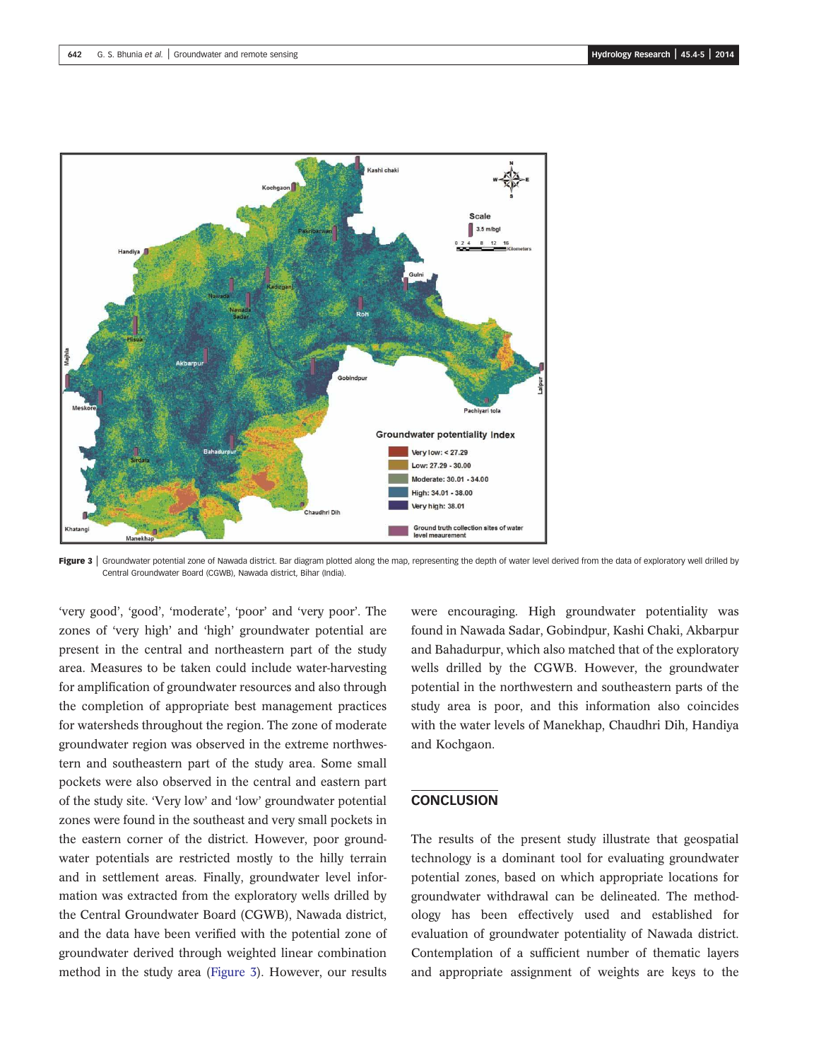**Figure 3** | Groundwater potential zone of Nawada district. Bar diagram plotted along the map, representing the depth of water level derived from the data of exploratory well drilled by Central Groundwater Board (CGWB), Nawada district, Bihar (India).

'very good', 'good', 'moderate', 'poor' and 'very poor'. The zones of 'very high' and 'high' groundwater potential are present in the central and northeastern part of the study area. Measures to be taken could include water-harvesting for amplification of groundwater resources and also through the completion of appropriate best management practices for watersheds throughout the region. The zone of moderate groundwater region was observed in the extreme northwestern and southeastern part of the study area. Some small pockets were also observed in the central and eastern part of the study site. 'Very low' and 'low' groundwater potential zones were found in the southeast and very small pockets in the eastern corner of the district. However, poor groundwater potentials are restricted mostly to the hilly terrain and in settlement areas. Finally, groundwater level information was extracted from the exploratory wells drilled by the Central Groundwater Board (CGWB), Nawada district, and the data have been verified with the potential zone of groundwater derived through weighted linear combination method in the study area (Figure 3). However, our results were encouraging. High groundwater potentiality was found in Nawada Sadar, Gobindpur, Kashi Chaki, Akbarpur and Bahadurpur, which also matched that of the exploratory wells drilled by the CGWB. However, the groundwater potential in the northwestern and southeastern parts of the study area is poor, and this information also coincides with the water levels of Manekhap, Chaudhri Dih, Handiya and Kochgaon.

## CONCLUSION

The results of the present study illustrate that geospatial technology is a dominant tool for evaluating groundwater potential zones, based on which appropriate locations for groundwater withdrawal can be delineated. The methodology has been effectively used and established for evaluation of groundwater potentiality of Nawada district. Contemplation of a sufficient number of thematic layers and appropriate assignment of weights are keys to the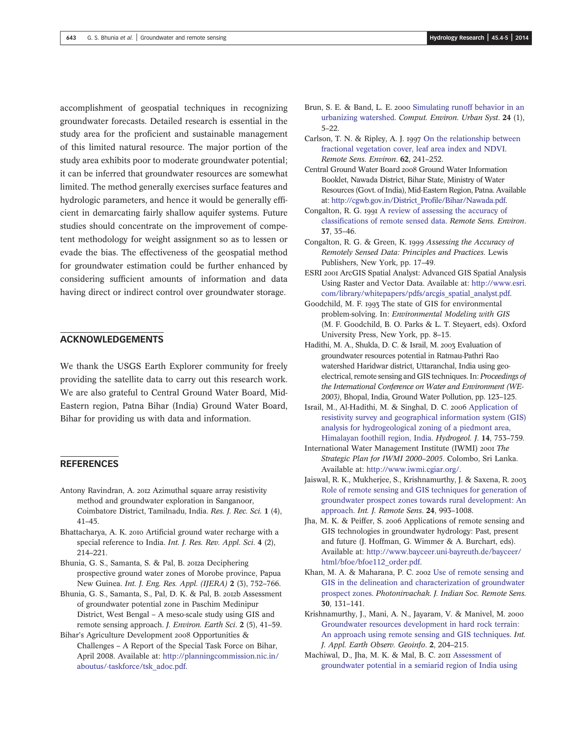accomplishment of geospatial techniques in recognizing groundwater forecasts. Detailed research is essential in the study area for the proficient and sustainable management of this limited natural resource. The major portion of the study area exhibits poor to moderate groundwater potential; it can be inferred that groundwater resources are somewhat limited. The method generally exercises surface features and hydrologic parameters, and hence it would be generally efficient in demarcating fairly shallow aquifer systems. Future studies should concentrate on the improvement of competent methodology for weight assignment so as to lessen or evade the bias. The effectiveness of the geospatial method for groundwater estimation could be further enhanced by considering sufficient amounts of information and data having direct or indirect control over groundwater storage.

## ACKNOWLEDGEMENTS

We thank the USGS Earth Explorer community for freely providing the satellite data to carry out this research work. We are also grateful to Central Ground Water Board, Mid-Eastern region, Patna Bihar (India) Ground Water Board, Bihar for providing us with data and information.

## REFERENCES

Antony Ravindran, A. 2012 Azimuthal square array resistivity method and groundwater exploration in Sanganoor, Coimbatore District, Tamilnadu, India. *Res. J. Rec. Sci.* **1** (4), 41–45.

Bhattacharya, A. K. 2010 Artificial ground water recharge with a special reference to India. *Int. J. Res. Rev. Appl. Sci.* **4** (2), 214–221.

Bhunia, G. S., Samanta, S. & Pal, B. 2012a Deciphering prospective ground water zones of Morobe province, Papua New Guinea. *Int. J. Eng. Res. Appl. (IJERA)* **2** (3), 752–766.

Bhunia, G. S., Samanta, S., Pal, D. K. & Pal, B. 2012b Assessment of groundwater potential zone in Paschim Medinipur District, West Bengal – A meso-scale study using GIS and remote sensing approach. *J. Environ. Earth Sci.* **2** (5), 41–59.

Bihar's Agriculture Development 2008 Opportunities & Challenges – A Report of the Special Task Force on Bihar, April 2008. Available at: http://planningcommission.nic.in/aboutus/-taskforce/tsk_adoc.pdf.

Brun, S. E. & Band, L. E. 2000 Simulating runoff behavior in an urbanizing watershed. *Comput. Environ. Urban Syst.* **24** (1), 5–22.

Carlson, T. N. & Ripley, A. J. 1997 On the relationship between fractional vegetation cover, leaf area index and NDVI. *Remote Sens. Environ.* **62**, 241–252.

Central Ground Water Board 2008 Ground Water Information Booklet, Nawada District, Bihar State, Ministry of Water Resources (Govt. of India), Mid-Eastern Region, Patna. Available at: http://cgwb.gov.in/District_Profile/Bihar/Nawada.pdf.

Congalton, R. G. 1991 A review of assessing the accuracy of classifications of remote sensed data. *Remote Sens. Environ.* **37**, 35–46.

Congalton, R. G. & Green, K. 1999 *Assessing the Accuracy of Remotely Sensed Data: Principles and Practices.* Lewis Publishers, New York, pp. 17–49.

ESRI 2001 ArcGIS Spatial Analyst: Advanced GIS Spatial Analysis Using Raster and Vector Data. Available at: http://www.esri.com/library/whitepapers/pdfs/arcgis_spatial_analyst.pdf.

Goodchild, M. F. 1993 The state of GIS for environmental problem-solving. In: *Environmental Modeling with GIS* (M. F. Goodchild, B. O. Parks & L. T. Steyaert, eds). Oxford University Press, New York, pp. 8–15.

Hadithi, M. A., Shukla, D. C. & Israil, M. 2003 Evaluation of groundwater resources potential in Ratmau-Pathri Rao watershed Haridwar district, Uttaranchal, India using geo-electrical, remote sensing and GIS techniques. In: *Proceedings of the International Conference on Water and Environment (WE-2003)*, Bhopal, India, Ground Water Pollution, pp. 123–125.

Israil, M., Al-Hadithi, M. & Singhal, D. C. 2006 Application of resistivity survey and geographical information system (GIS) analysis for hydrogeological zoning of a piedmont area, Himalayan foothill region, India. *Hydrogeol. J.* **14**, 753–759.

International Water Management Institute (IWMI) 2001 *The Strategic Plan for IWMI 2000–2005.* Colombo, Sri Lanka. Available at: http://www.iwmi.cgiar.org/.

Jaiswal, R. K., Mukherjee, S., Krishnamurthy, J. & Saxena, R. 2003 Role of remote sensing and GIS techniques for generation of groundwater prospect zones towards rural development: An approach. *Int. J. Remote Sens.* **24**, 993–1008.

Jha, M. K. & Peiffer, S. 2006 Applications of remote sensing and GIS technologies in groundwater hydrology: Past, present and future (J. Hoffman, G. Wimmer & A. Burchart, eds). Available at: http://www.bayceer.uni-bayreuth.de/bayceer/html/bfoe/bfoe112_order.pdf.

Khan, M. A. & Maharana, P. C. 2002 Use of remote sensing and GIS in the delineation and characterization of groundwater prospect zones. *Photonirvachak. J. Indian Soc. Remote Sens.* **30**, 131–141.

Krishnamurthy, J., Mani, A. N., Jayaram, V. & Manivel, M. 2000 Groundwater resources development in hard rock terrain: An approach using remote sensing and GIS techniques. *Int. J. Appl. Earth Observ. Geoinfo.* **2**, 204–215.

Machiwal, D., Jha, M. K. & Mal, B. C. 2011 Assessment of groundwater potential in a semiarid region of India using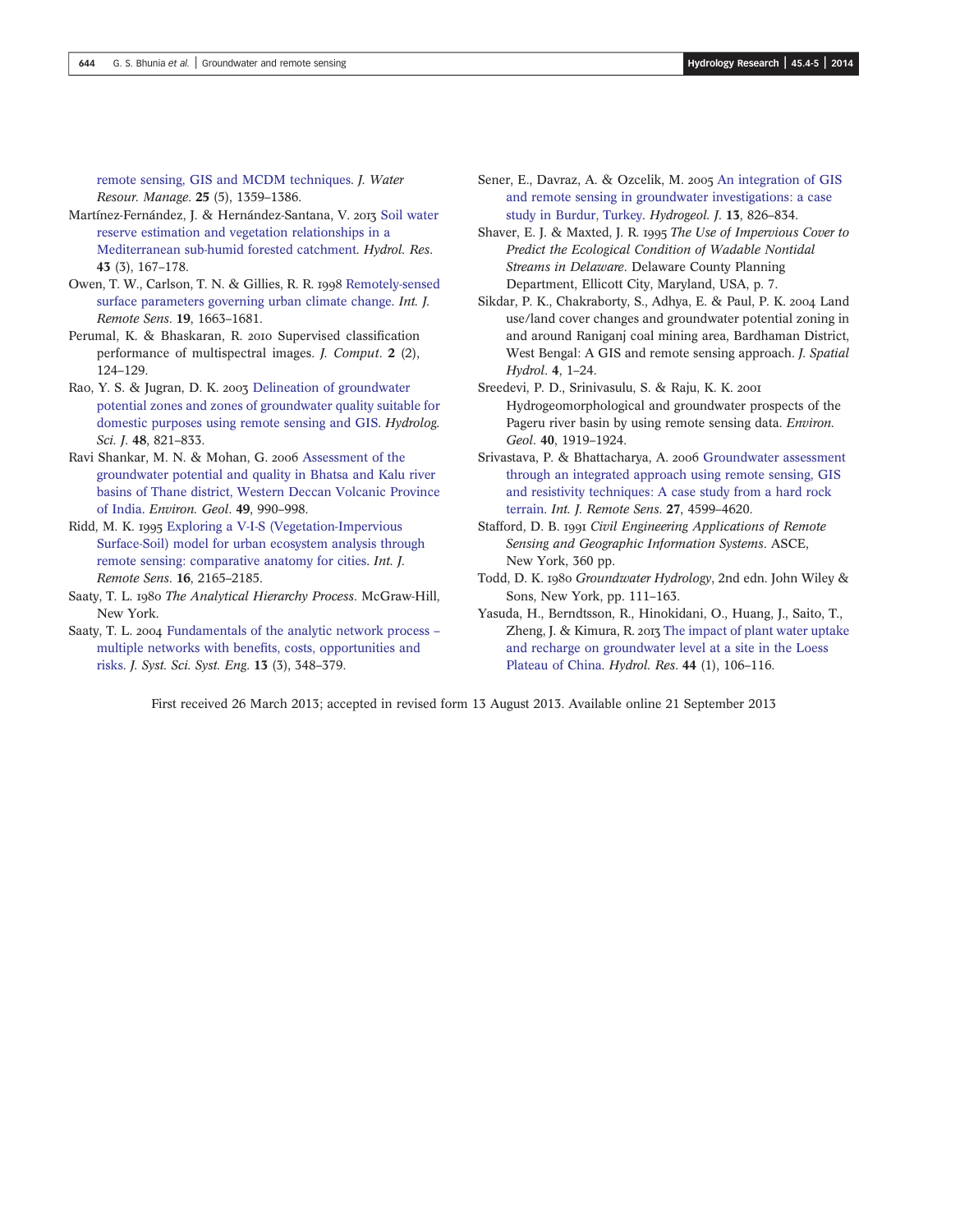remote sensing, GIS and MCDM techniques. *J. Water Resour. Manage.* **25** (5), 1359–1386.

Martínez-Fernández, J. & Hernández-Santana, V. 2013 Soil water reserve estimation and vegetation relationships in a Mediterranean sub-humid forested catchment. *Hydrol. Res.* **43** (3), 167–178.

Owen, T. W., Carlson, T. N. & Gillies, R. R. 1998 Remotely-sensed surface parameters governing urban climate change. *Int. J. Remote Sens.* **19**, 1663–1681.

Perumal, K. & Bhaskaran, R. 2010 Supervised classification performance of multispectral images. *J. Comput.* **2** (2), 124–129.

Rao, Y. S. & Jugran, D. K. 2003 Delineation of groundwater potential zones and zones of groundwater quality suitable for domestic purposes using remote sensing and GIS. *Hydrolog. Sci. J.* **48**, 821–833.

Ravi Shankar, M. N. & Mohan, G. 2006 Assessment of the groundwater potential and quality in Bhatsa and Kalu river basins of Thane district, Western Deccan Volcanic Province of India. *Environ. Geol*. **49**, 990–998.

Ridd, M. K. 1995 Exploring a V-I-S (Vegetation-Impervious Surface-Soil) model for urban ecosystem analysis through remote sensing: comparative anatomy for cities. *Int. J. Remote Sens.* **16**, 2165–2185.

Saaty, T. L. 1980 *The Analytical Hierarchy Process*. McGraw-Hill, New York.

Saaty, T. L. 2004 Fundamentals of the analytic network process – multiple networks with benefits, costs, opportunities and risks. *J. Syst. Sci. Syst. Eng.* **13** (3), 348–379.

Sener, E., Davraz, A. & Ozcelik, M. 2005 An integration of GIS and remote sensing in groundwater investigations: a case study in Burdur, Turkey. *Hydrogeol. J.* **13**, 826–834.

Shaver, E. J. & Maxted, J. R. 1995 *The Use of Impervious Cover to Predict the Ecological Condition of Wadable Nontidal Streams in Delaware*. Delaware County Planning Department, Ellicott City, Maryland, USA, p. 7.

Sikdar, P. K., Chakraborty, S., Adhya, E. & Paul, P. K. 2004 Land use/land cover changes and groundwater potential zoning in and around Raniganj coal mining area, Bardhaman District, West Bengal: A GIS and remote sensing approach. *J. Spatial Hydrol*. **4**, 1–24.

Sreedevi, P. D., Srinivasulu, S. & Raju, K. K. 2001 Hydrogeomorphological and groundwater prospects of the Pageru river basin by using remote sensing data. *Environ. Geol*. **40**, 1919–1924.

Srivastava, P. & Bhattacharya, A. 2006 Groundwater assessment through an integrated approach using remote sensing, GIS and resistivity techniques: A case study from a hard rock terrain. *Int. J. Remote Sens.* **27**, 4599–4620.

Stafford, D. B. 1991 *Civil Engineering Applications of Remote Sensing and Geographic Information Systems*. ASCE, New York, 360 pp.

Todd, D. K. 1980 *Groundwater Hydrology*, 2nd edn. John Wiley & Sons, New York, pp. 111–163.

Yasuda, H., Berndtsson, R., Hinokidani, O., Huang, J., Saito, T., Zheng, J. & Kimura, R. 2013 The impact of plant water uptake and recharge on groundwater level at a site in the Loess Plateau of China. *Hydrol. Res.* **44** (1), 106–116.

First received 26 March 2013; accepted in revised form 13 August 2013. Available online 21 September 2013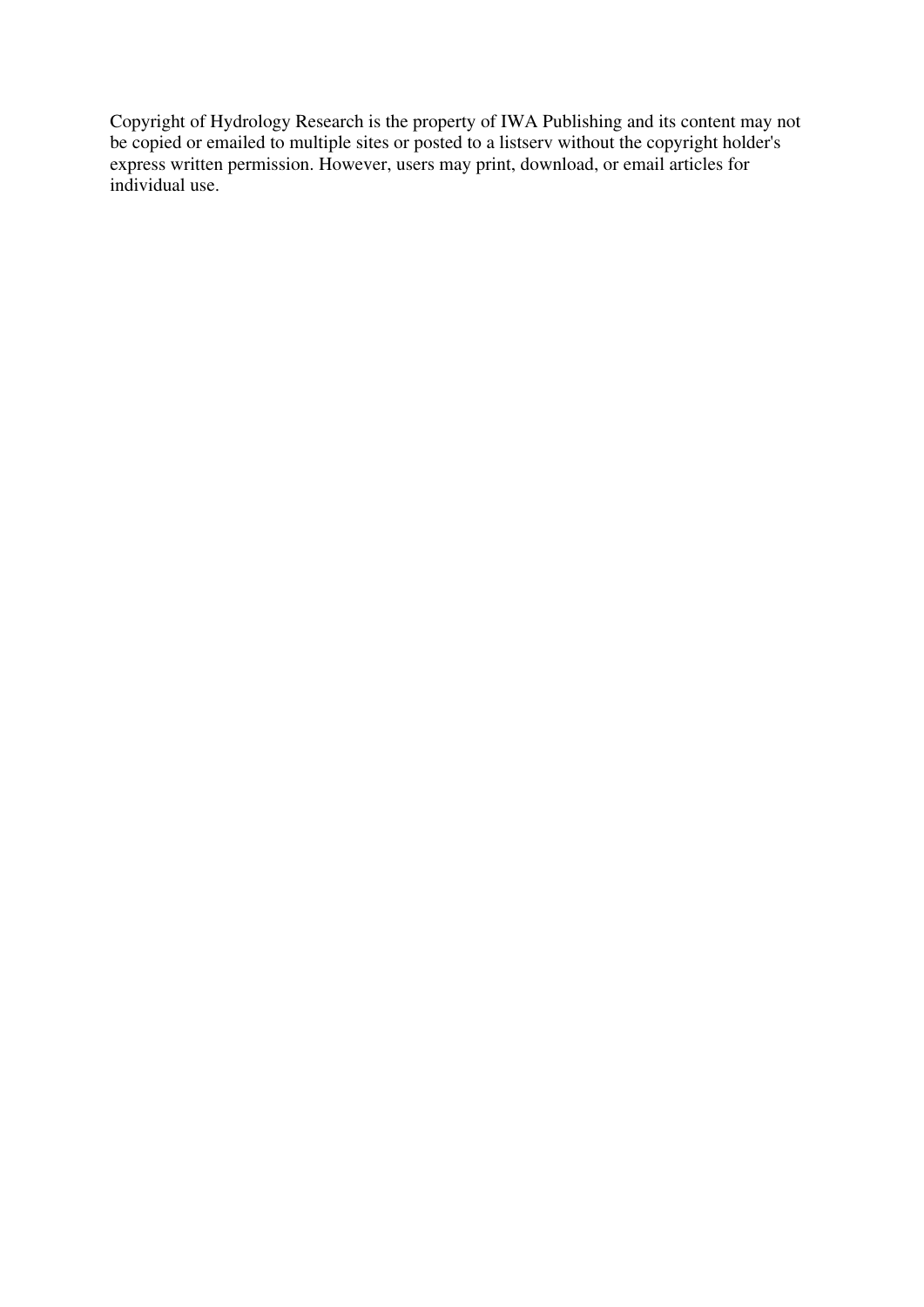Copyright of Hydrology Research is the property of IWA Publishing and its content may not be copied or emailed to multiple sites or posted to a listserv without the copyright holder's express written permission. However, users may print, download, or email articles for individual use.